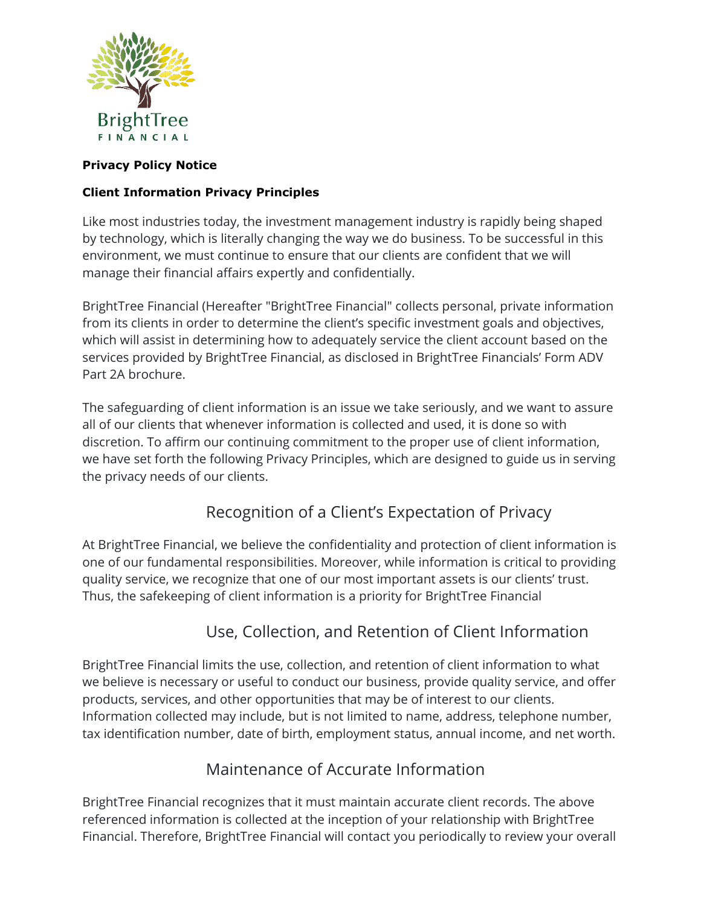BrightTree
FINANCIAL

**Privacy Policy Notice**

**Client Information Privacy Principles**

Like most industries today, the investment management industry is rapidly being shaped by technology, which is literally changing the way we do business. To be successful in this environment, we must continue to ensure that our clients are confident that we will manage their financial affairs expertly and confidentially.

BrightTree Financial (Hereafter "BrightTree Financial" collects personal, private information from its clients in order to determine the client's specific investment goals and objectives, which will assist in determining how to adequately service the client account based on the services provided by BrightTree Financial, as disclosed in BrightTree Financials' Form ADV Part 2A brochure.

The safeguarding of client information is an issue we take seriously, and we want to assure all of our clients that whenever information is collected and used, it is done so with discretion. To affirm our continuing commitment to the proper use of client information, we have set forth the following Privacy Principles, which are designed to guide us in serving the privacy needs of our clients.

## Recognition of a Client's Expectation of Privacy

At BrightTree Financial, we believe the confidentiality and protection of client information is one of our fundamental responsibilities. Moreover, while information is critical to providing quality service, we recognize that one of our most important assets is our clients' trust. Thus, the safekeeping of client information is a priority for BrightTree Financial

## Use, Collection, and Retention of Client Information

BrightTree Financial limits the use, collection, and retention of client information to what we believe is necessary or useful to conduct our business, provide quality service, and offer products, services, and other opportunities that may be of interest to our clients. Information collected may include, but is not limited to name, address, telephone number, tax identification number, date of birth, employment status, annual income, and net worth.

## Maintenance of Accurate Information

BrightTree Financial recognizes that it must maintain accurate client records. The above referenced information is collected at the inception of your relationship with BrightTree Financial. Therefore, BrightTree Financial will contact you periodically to review your overall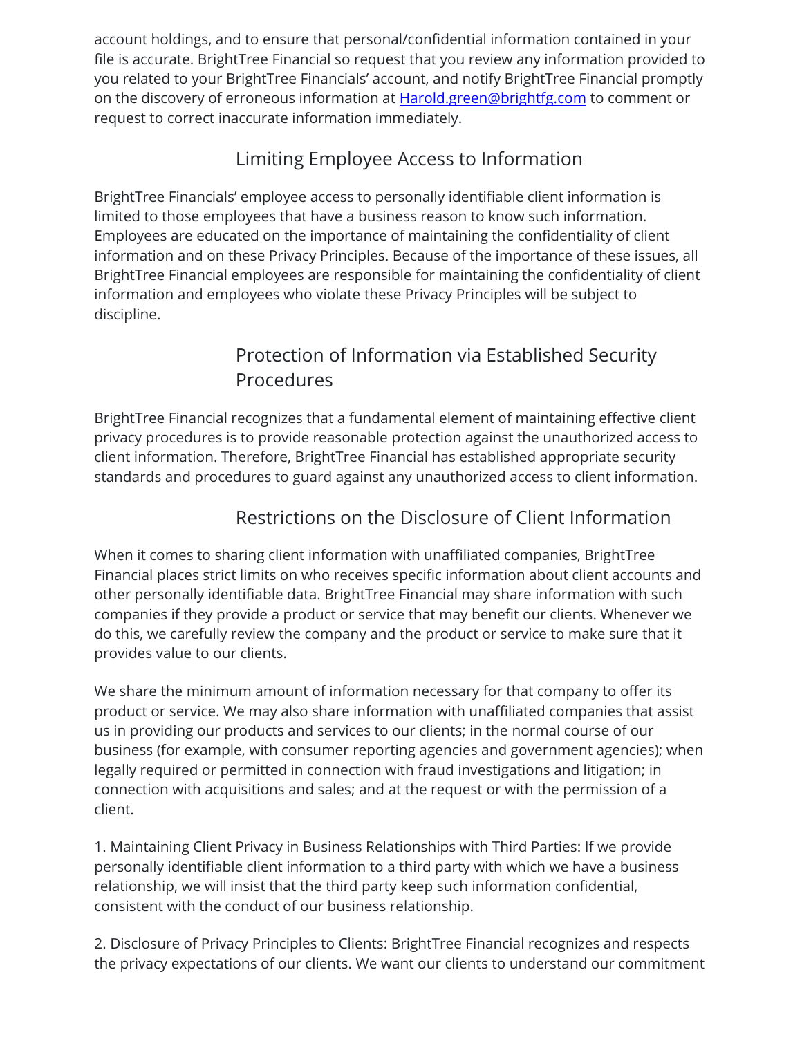account holdings, and to ensure that personal/confidential information contained in your file is accurate. BrightTree Financial so request that you review any information provided to you related to your BrightTree Financials' account, and notify BrightTree Financial promptly on the discovery of erroneous information at [Harold.green@brightfg.com](mailto:Harold.green@brightfg.com) to comment or request to correct inaccurate information immediately.

## Limiting Employee Access to Information

BrightTree Financials' employee access to personally identifiable client information is limited to those employees that have a business reason to know such information. Employees are educated on the importance of maintaining the confidentiality of client information and on these Privacy Principles. Because of the importance of these issues, all BrightTree Financial employees are responsible for maintaining the confidentiality of client information and employees who violate these Privacy Principles will be subject to discipline.

## Protection of Information via Established Security Procedures

BrightTree Financial recognizes that a fundamental element of maintaining effective client privacy procedures is to provide reasonable protection against the unauthorized access to client information. Therefore, BrightTree Financial has established appropriate security standards and procedures to guard against any unauthorized access to client information.

## Restrictions on the Disclosure of Client Information

When it comes to sharing client information with unaffiliated companies, BrightTree Financial places strict limits on who receives specific information about client accounts and other personally identifiable data. BrightTree Financial may share information with such companies if they provide a product or service that may benefit our clients. Whenever we do this, we carefully review the company and the product or service to make sure that it provides value to our clients.

We share the minimum amount of information necessary for that company to offer its product or service. We may also share information with unaffiliated companies that assist us in providing our products and services to our clients; in the normal course of our business (for example, with consumer reporting agencies and government agencies); when legally required or permitted in connection with fraud investigations and litigation; in connection with acquisitions and sales; and at the request or with the permission of a client.

1. Maintaining Client Privacy in Business Relationships with Third Parties: If we provide personally identifiable client information to a third party with which we have a business relationship, we will insist that the third party keep such information confidential, consistent with the conduct of our business relationship.

2. Disclosure of Privacy Principles to Clients: BrightTree Financial recognizes and respects the privacy expectations of our clients. We want our clients to understand our commitment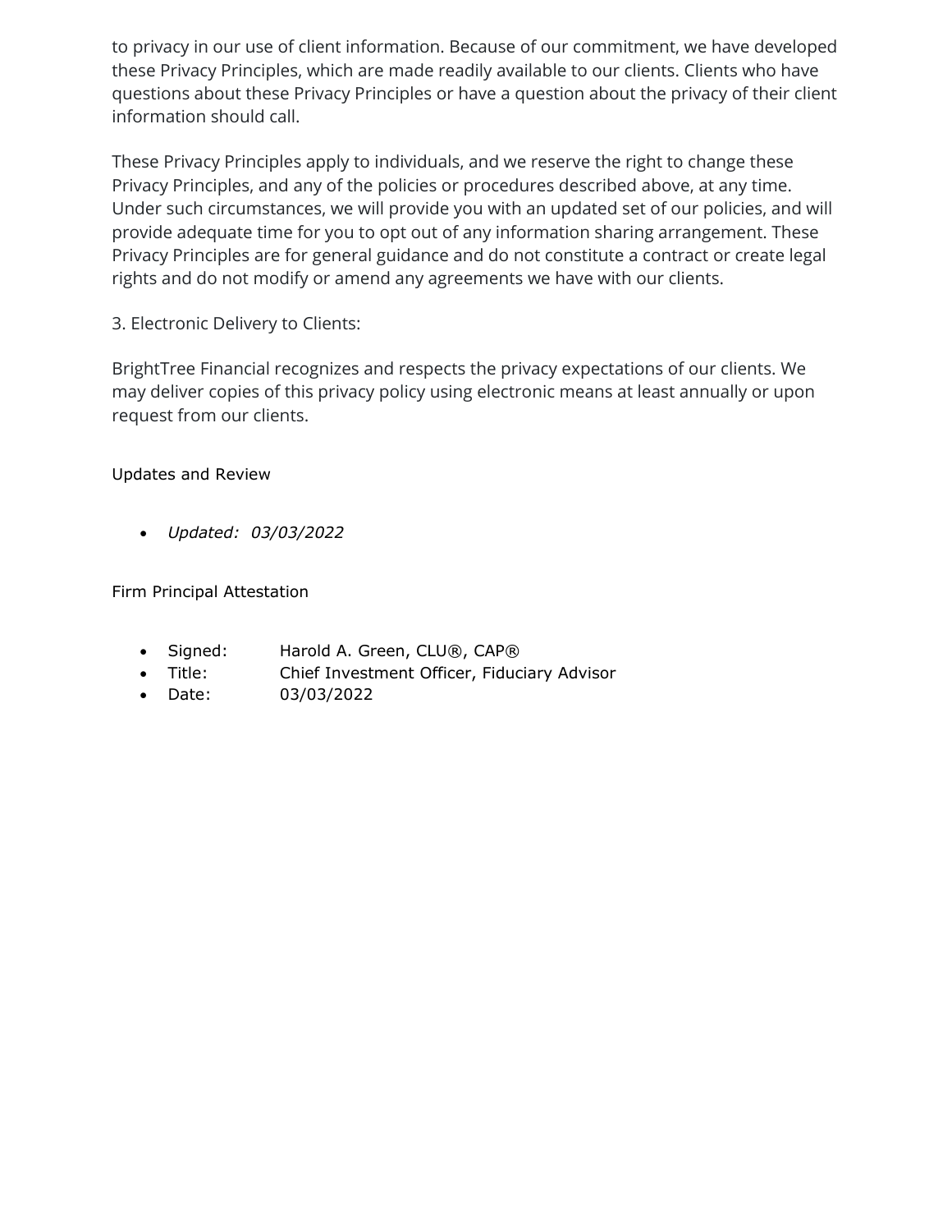to privacy in our use of client information. Because of our commitment, we have developed these Privacy Principles, which are made readily available to our clients. Clients who have questions about these Privacy Principles or have a question about the privacy of their client information should call.

These Privacy Principles apply to individuals, and we reserve the right to change these Privacy Principles, and any of the policies or procedures described above, at any time. Under such circumstances, we will provide you with an updated set of our policies, and will provide adequate time for you to opt out of any information sharing arrangement. These Privacy Principles are for general guidance and do not constitute a contract or create legal rights and do not modify or amend any agreements we have with our clients.

3. Electronic Delivery to Clients:

BrightTree Financial recognizes and respects the privacy expectations of our clients. We may deliver copies of this privacy policy using electronic means at least annually or upon request from our clients.

Updates and Review

- *Updated: 03/03/2022*

Firm Principal Attestation

- Signed: Harold A. Green, CLU®, CAP®
- Title: Chief Investment Officer, Fiduciary Advisor
- Date: 03/03/2022